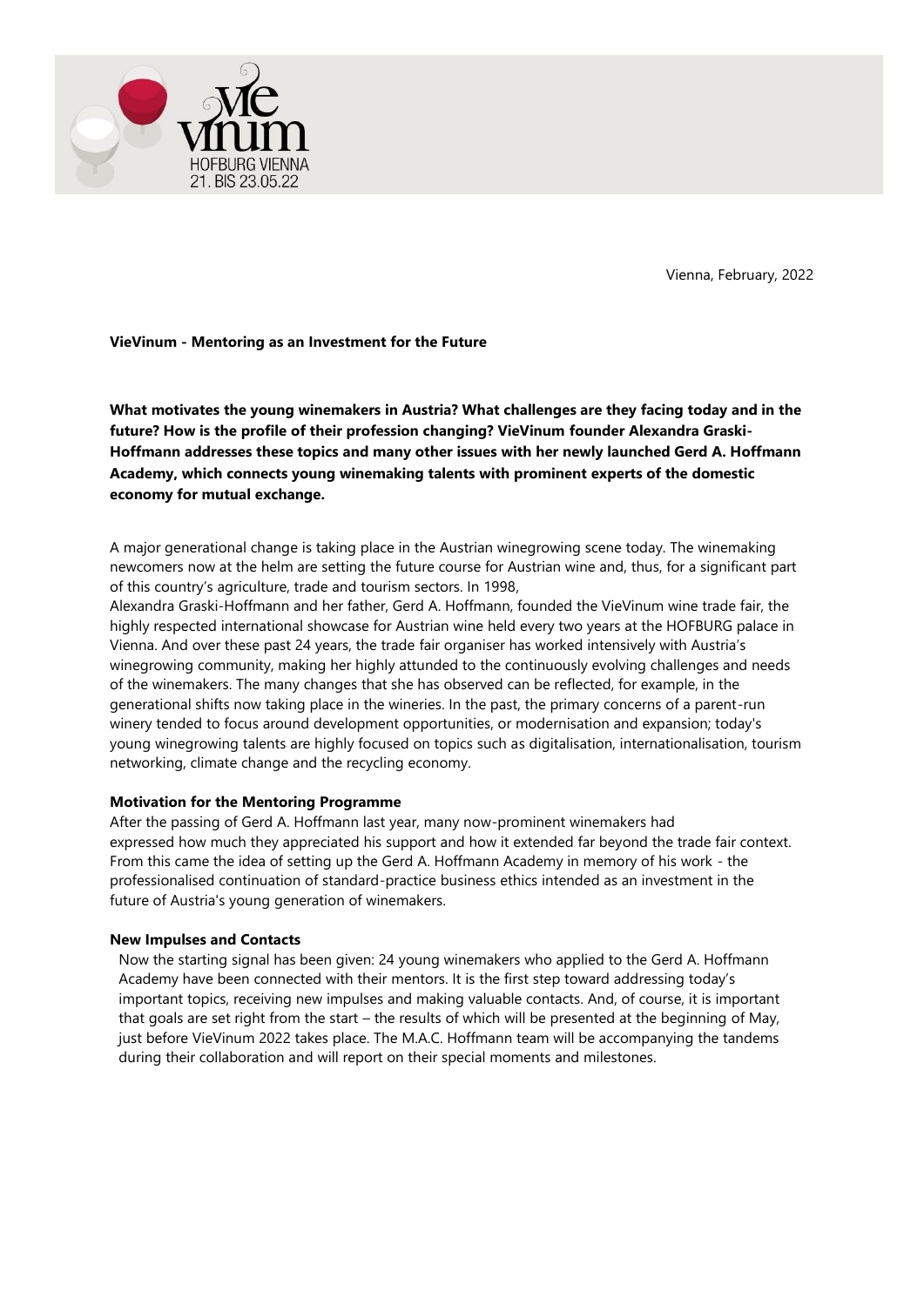Vienna, February, 2022

**VieVinum - Mentoring as an Investment for the Future**

**What motivates the young winemakers in Austria? What challenges are they facing today and in the future? How is the profile of their profession changing? VieVinum founder Alexandra Graski-Hoffmann addresses these topics and many other issues with her newly launched Gerd A. Hoffmann Academy, which connects young winemaking talents with prominent experts of the domestic economy for mutual exchange.**

A major generational change is taking place in the Austrian winegrowing scene today. The winemaking newcomers now at the helm are setting the future course for Austrian wine and, thus, for a significant part of this country's agriculture, trade and tourism sectors. In 1998,
Alexandra Graski-Hoffmann and her father, Gerd A. Hoffmann, founded the VieVinum wine trade fair, the highly respected international showcase for Austrian wine held every two years at the HOFBURG palace in Vienna. And over these past 24 years, the trade fair organiser has worked intensively with Austria's winegrowing community, making her highly attunded to the continuously evolving challenges and needs of the winemakers. The many changes that she has observed can be reflected, for example, in the generational shifts now taking place in the wineries. In the past, the primary concerns of a parent-run winery tended to focus around development opportunities, or modernisation and expansion; today's young winegrowing talents are highly focused on topics such as digitalisation, internationalisation, tourism networking, climate change and the recycling economy.

**Motivation for the Mentoring Programme**

After the passing of Gerd A. Hoffmann last year, many now-prominent winemakers had expressed how much they appreciated his support and how it extended far beyond the trade fair context. From this came the idea of setting up the Gerd A. Hoffmann Academy in memory of his work - the professionalised continuation of standard-practice business ethics intended as an investment in the future of Austria's young generation of winemakers.

**New Impulses and Contacts**

Now the starting signal has been given: 24 young winemakers who applied to the Gerd A. Hoffmann Academy have been connected with their mentors. It is the first step toward addressing today's important topics, receiving new impulses and making valuable contacts. And, of course, it is important that goals are set right from the start – the results of which will be presented at the beginning of May, just before VieVinum 2022 takes place. The M.A.C. Hoffmann team will be accompanying the tandems during their collaboration and will report on their special moments and milestones.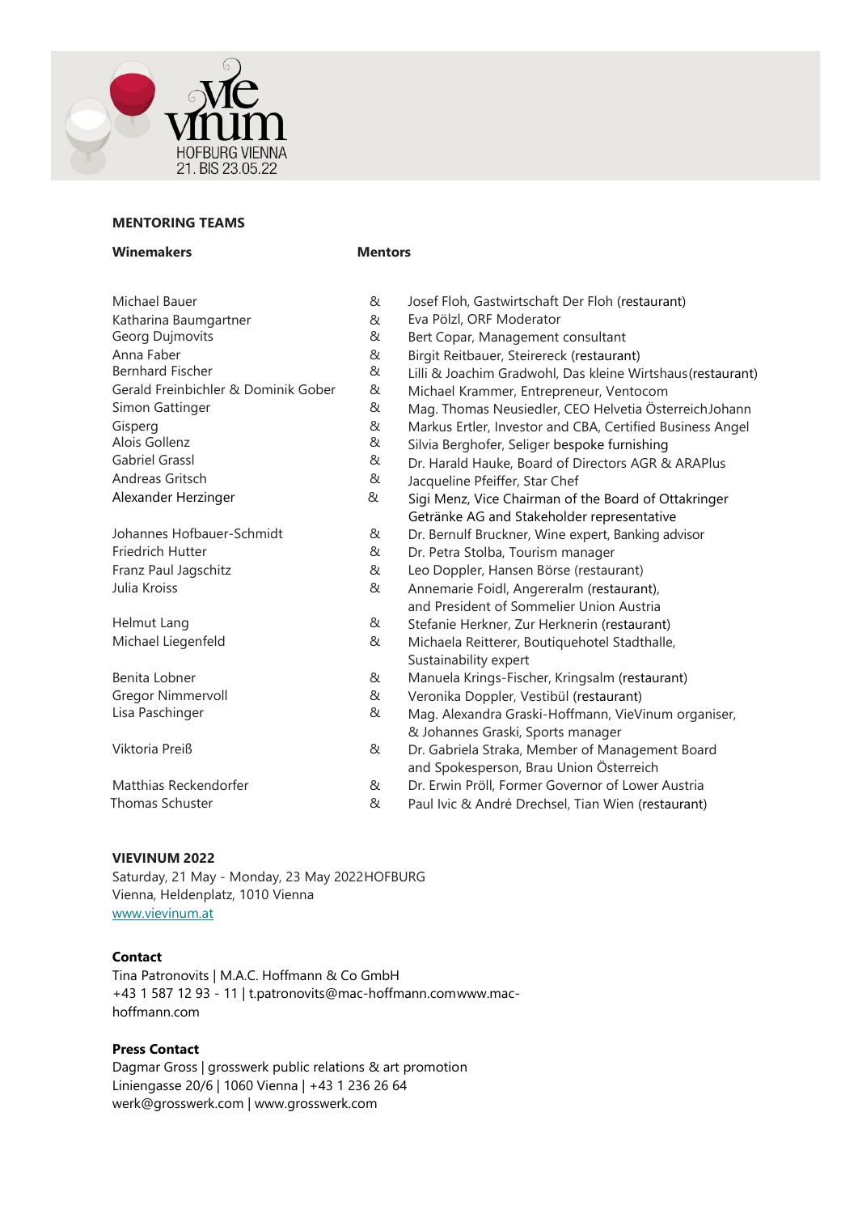**MENTORING TEAMS**

| Winemakers | | Mentors |
|---|---|---|
| Michael Bauer | & | Josef Floh, Gastwirtschaft Der Floh (restaurant) |
| Katharina Baumgartner | & | Eva Pölzl, ORF Moderator |
| Georg Dujmovits | & | Bert Copar, Management consultant |
| Anna Faber | & | Birgit Reitbauer, Steirereck (restaurant) |
| Bernhard Fischer | & | Lilli & Joachim Gradwohl, Das kleine Wirtshaus (restaurant) |
| Gerald Freinbichler & Dominik Gober | & | Michael Krammer, Entrepreneur, Ventocom |
| Simon Gattinger | & | Mag. Thomas Neusiedler, CEO Helvetia ÖsterreichJohann |
| Gisperg | & | Markus Ertler, Investor and CBA, Certified Business Angel |
| Alois Gollenz | & | Silvia Berghofer, Seliger bespoke furnishing |
| Gabriel Grassl | & | Dr. Harald Hauke, Board of Directors AGR & ARAPlus |
| Andreas Gritsch | & | Jacqueline Pfeiffer, Star Chef |
| Alexander Herzinger | & | Sigi Menz, Vice Chairman of the Board of Ottakringer Getränke AG and Stakeholder representative |
| Johannes Hofbauer-Schmidt | & | Dr. Bernulf Bruckner, Wine expert, Banking advisor |
| Friedrich Hutter | & | Dr. Petra Stolba, Tourism manager |
| Franz Paul Jagschitz | & | Leo Doppler, Hansen Börse (restaurant) |
| Julia Kroiss | & | Annemarie Foidl, Angereralm (restaurant), and President of Sommelier Union Austria |
| Helmut Lang | & | Stefanie Herkner, Zur Herknerin (restaurant) |
| Michael Liegenfeld | & | Michaela Reitterer, Boutiquehotel Stadthalle, Sustainability expert |
| Benita Lobner | & | Manuela Krings-Fischer, Kringsalm (restaurant) |
| Gregor Nimmervoll | & | Veronika Doppler, Vestibül (restaurant) |
| Lisa Paschinger | & | Mag. Alexandra Graski-Hoffmann, VieVinum organiser, & Johannes Graski, Sports manager |
| Viktoria Preiß | & | Dr. Gabriela Straka, Member of Management Board and Spokesperson, Brau Union Österreich |
| Matthias Reckendorfer | & | Dr. Erwin Pröll, Former Governor of Lower Austria |
| Thomas Schuster | & | Paul Ivic & André Drechsel, Tian Wien (restaurant) |

**VIEVINUM 2022**

Saturday, 21 May - Monday, 23 May 2022HOFBURG
Vienna, Heldenplatz, 1010 Vienna
www.vievinum.at

**Contact**

Tina Patronovits | M.A.C. Hoffmann & Co GmbH
+43 1 587 12 93 - 11 | t.patronovits@mac-hoffmann.comwww.mac-hoffmann.com

**Press Contact**

Dagmar Gross | grosswerk public relations & art promotion
Liniengasse 20/6 | 1060 Vienna | +43 1 236 26 64
werk@grosswerk.com | www.grosswerk.com